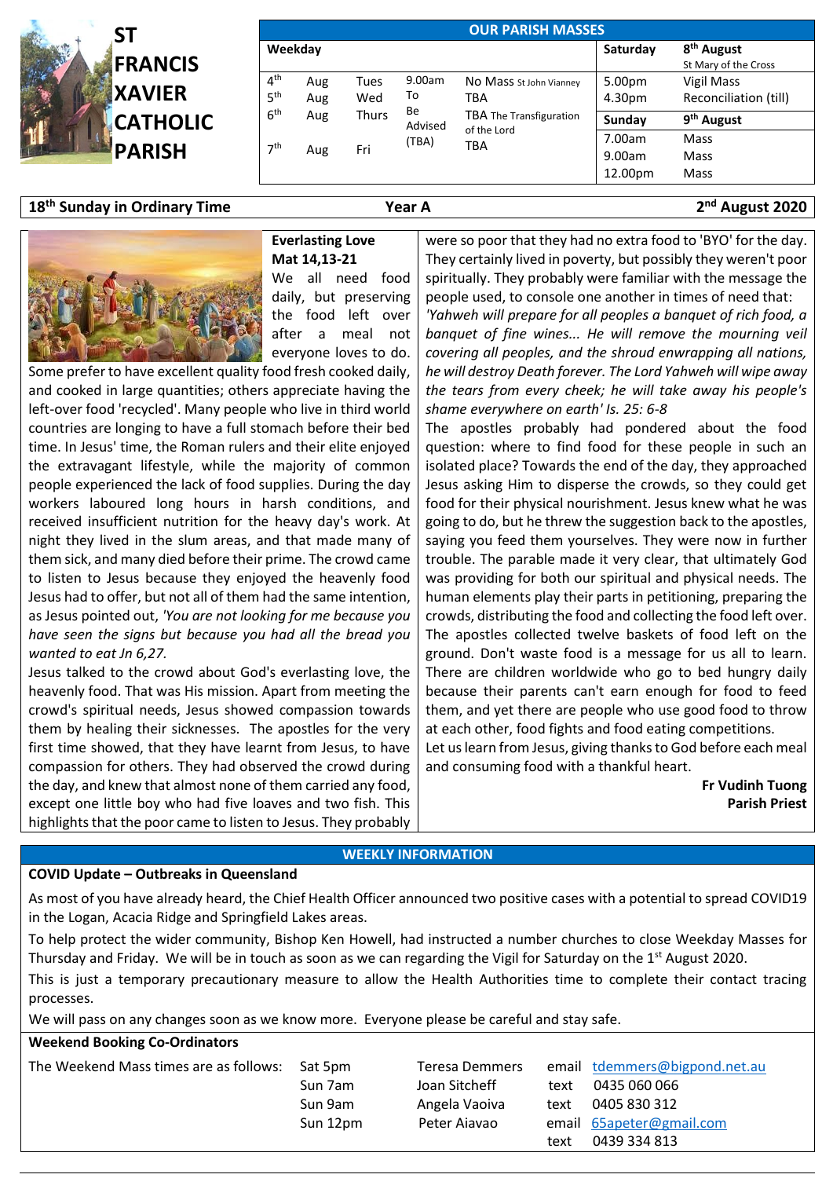# ST FRANCIS XAVIER CATHOLIC PARISH

| OUR PARISH MASSES | | | | | | |
|---|---|---|---|---|---|---|
| **Weekday** | | | | | **Saturday** | **8th August** St Mary of the Cross |
| 4th Aug | Tues | 9.00am To Be Advised (TBA) | No Mass St John Vianney | | 5.00pm | Vigil Mass |
| 5th Aug | Wed | | TBA | | 4.30pm | Reconciliation (till) |
| 6th Aug | Thurs | | TBA The Transfiguration of the Lord | | **Sunday** | **9th August** |
| 7th Aug | Fri | | TBA | | 7.00am | Mass |
| | | | | | 9.00am | Mass |
| | | | | | 12.00pm | Mass |

**18th Sunday in Ordinary Time** — **Year A** — **2nd August 2020**

## Everlasting Love
**Mat 14,13-21**

We all need food daily, but preserving the food left over after a meal not everyone loves to do. Some prefer to have excellent quality food fresh cooked daily, and cooked in large quantities; others appreciate having the left-over food 'recycled'. Many people who live in third world countries are longing to have a full stomach before their bed time. In Jesus' time, the Roman rulers and their elite enjoyed the extravagant lifestyle, while the majority of common people experienced the lack of food supplies. During the day workers laboured long hours in harsh conditions, and received insufficient nutrition for the heavy day's work. At night they lived in the slum areas, and that made many of them sick, and many died before their prime. The crowd came to listen to Jesus because they enjoyed the heavenly food Jesus had to offer, but not all of them had the same intention, as Jesus pointed out, *'You are not looking for me because you have seen the signs but because you had all the bread you wanted to eat Jn 6,27.*

Jesus talked to the crowd about God's everlasting love, the heavenly food. That was His mission. Apart from meeting the crowd's spiritual needs, Jesus showed compassion towards them by healing their sicknesses. The apostles for the very first time showed, that they have learnt from Jesus, to have compassion for others. They had observed the crowd during the day, and knew that almost none of them carried any food, except one little boy who had five loaves and two fish. This highlights that the poor came to listen to Jesus. They probably were so poor that they had no extra food to 'BYO' for the day. They certainly lived in poverty, but possibly they weren't poor spiritually. They probably were familiar with the message the people used, to console one another in times of need that: *'Yahweh will prepare for all peoples a banquet of rich food, a banquet of fine wines... He will remove the mourning veil covering all peoples, and the shroud enwrapping all nations, he will destroy Death forever. The Lord Yahweh will wipe away the tears from every cheek; he will take away his people's shame everywhere on earth' Is. 25: 6-8*

The apostles probably had pondered about the food question: where to find food for these people in such an isolated place? Towards the end of the day, they approached Jesus asking Him to disperse the crowds, so they could get food for their physical nourishment. Jesus knew what he was going to do, but he threw the suggestion back to the apostles, saying you feed them yourselves. They were now in further trouble. The parable made it very clear, that ultimately God was providing for both our spiritual and physical needs. The human elements play their parts in petitioning, preparing the crowds, distributing the food and collecting the food left over. The apostles collected twelve baskets of food left on the ground. Don't waste food is a message for us all to learn. There are children worldwide who go to bed hungry daily because their parents can't earn enough for food to feed them, and yet there are people who use good food to throw at each other, food fights and food eating competitions.

Let us learn from Jesus, giving thanks to God before each meal and consuming food with a thankful heart.

**Fr Vudinh Tuong**
**Parish Priest**

## WEEKLY INFORMATION

**COVID Update – Outbreaks in Queensland**

As most of you have already heard, the Chief Health Officer announced two positive cases with a potential to spread COVID19 in the Logan, Acacia Ridge and Springfield Lakes areas.

To help protect the wider community, Bishop Ken Howell, had instructed a number churches to close Weekday Masses for Thursday and Friday. We will be in touch as soon as we can regarding the Vigil for Saturday on the 1st August 2020.

This is just a temporary precautionary measure to allow the Health Authorities time to complete their contact tracing processes.

We will pass on any changes soon as we know more. Everyone please be careful and stay safe.

**Weekend Booking Co-Ordinators**

The Weekend Mass times are as follows:

| Mass | Co-Ordinator | Contact | |
|---|---|---|---|
| Sat 5pm | Teresa Demmers | email | tdemmers@bigpond.net.au |
| Sun 7am | Joan Sitcheff | text | 0435 060 066 |
| Sun 9am | Angela Vaoiva | text | 0405 830 312 |
| Sun 12pm | Peter Aiavao | email | 65apeter@gmail.com |
| | | text | 0439 334 813 |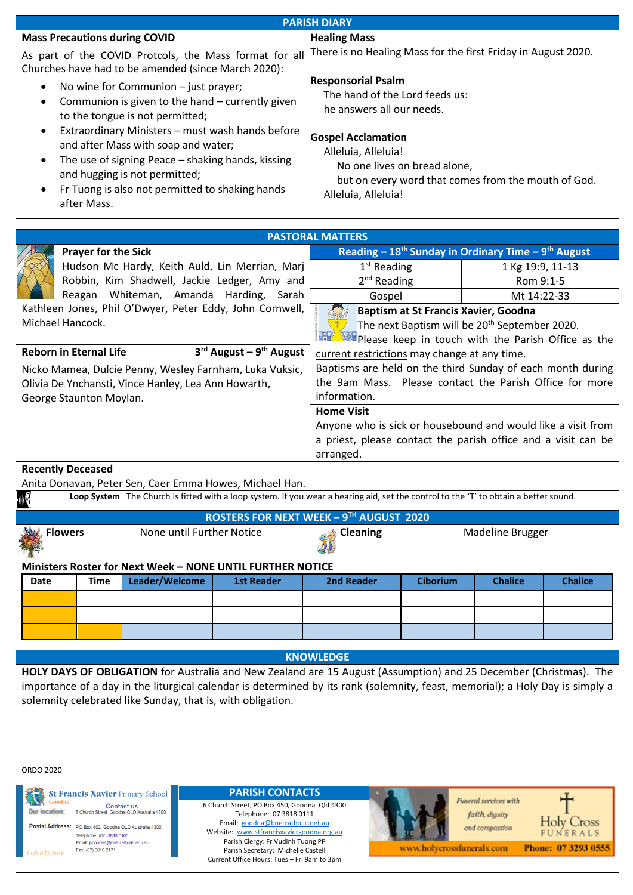## PARISH DIARY

**Mass Precautions during COVID**

As part of the COVID Protcols, the Mass format for all Churches have had to be amended (since March 2020):

- No wine for Communion – just prayer;
- Communion is given to the hand – currently given to the tongue is not permitted;
- Extraordinary Ministers – must wash hands before and after Mass with soap and water;
- The use of signing Peace – shaking hands, kissing and hugging is not permitted;
- Fr Tuong is also not permitted to shaking hands after Mass.

**Healing Mass**

There is no Healing Mass for the first Friday in August 2020.

**Responsorial Psalm**

The hand of the Lord feeds us:
he answers all our needs.

**Gospel Acclamation**

Alleluia, Alleluia!
No one lives on bread alone,
but on every word that comes from the mouth of God.
Alleluia, Alleluia!

## PASTORAL MATTERS

**Prayer for the Sick**

Hudson Mc Hardy, Keith Auld, Lin Merrian, Marj Robbin, Kim Shadwell, Jackie Ledger, Amy and Reagan Whiteman, Amanda Harding, Sarah Kathleen Jones, Phil O'Dwyer, Peter Eddy, John Cornwell, Michael Hancock.

**Reborn in Eternal Life** — 3rd August – 9th August

Nicko Mamea, Dulcie Penny, Wesley Farnham, Luka Vuksic, Olivia De Ynchansti, Vince Hanley, Lea Ann Howarth, George Staunton Moylan.

| Reading – 18th Sunday in Ordinary Time – 9th August | |
|---|---|
| 1st Reading | 1 Kg 19:9, 11-13 |
| 2nd Reading | Rom 9:1-5 |
| Gospel | Mt 14:22-33 |

**Baptism at St Francis Xavier, Goodna**

The next Baptism will be 20th September 2020. Please keep in touch with the Parish Office as the current restrictions may change at any time.

Baptisms are held on the third Sunday of each month during the 9am Mass. Please contact the Parish Office for more information.

**Home Visit**

Anyone who is sick or housebound and would like a visit from a priest, please contact the parish office and a visit can be arranged.

**Recently Deceased**

Anita Donavan, Peter Sen, Caer Emma Howes, Michael Han.

**Loop System** The Church is fitted with a loop system. If you wear a hearing aid, set the control to the 'T' to obtain a better sound.

## ROSTERS FOR NEXT WEEK – 9TH AUGUST 2020

**Flowers** None until Further Notice

**Cleaning** Madeline Brugger

**Ministers Roster for Next Week – NONE UNTIL FURTHER NOTICE**

| Date | Time | Leader/Welcome | 1st Reader | 2nd Reader | Ciborium | Chalice | Chalice |
|---|---|---|---|---|---|---|---|
| | | | | | | | |
| | | | | | | | |
| | | | | | | | |

## KNOWLEDGE

**HOLY DAYS OF OBLIGATION** for Australia and New Zealand are 15 August (Assumption) and 25 December (Christmas). The importance of a day in the liturgical calendar is determined by its rank (solemnity, feast, memorial); a Holy Day is simply a solemnity celebrated like Sunday, that is, with obligation.

ORDO 2020

**St Francis Xavier Primary School** Goodna
Contact us
Our location: 6 Church Street, Goodna QLD Australia 4300
Postal Address: PO Box 402, Goodna QLD Australia 4300
Telephone: (07) 3818 0100
Email: pgoodna@bne.catholic.edu.au
Fax: (07) 3818 2171
Kids who care

## PARISH CONTACTS

6 Church Street, PO Box 450, Goodna Qld 4300
Telephone: 07 3818 0111
Email: goodna@bne.catholic.net.au
Website: www.stfrancisxaviergoodna.org.au
Parish Clergy: Fr Vudinh Tuong PP
Parish Secretary: Michelle Castell
Current Office Hours: Tues – Fri 9am to 3pm

Funeral services with faith, dignity and compassion
Holy Cross FUNERALS
www.holycrossfunerals.com Phone: 07 3293 0555